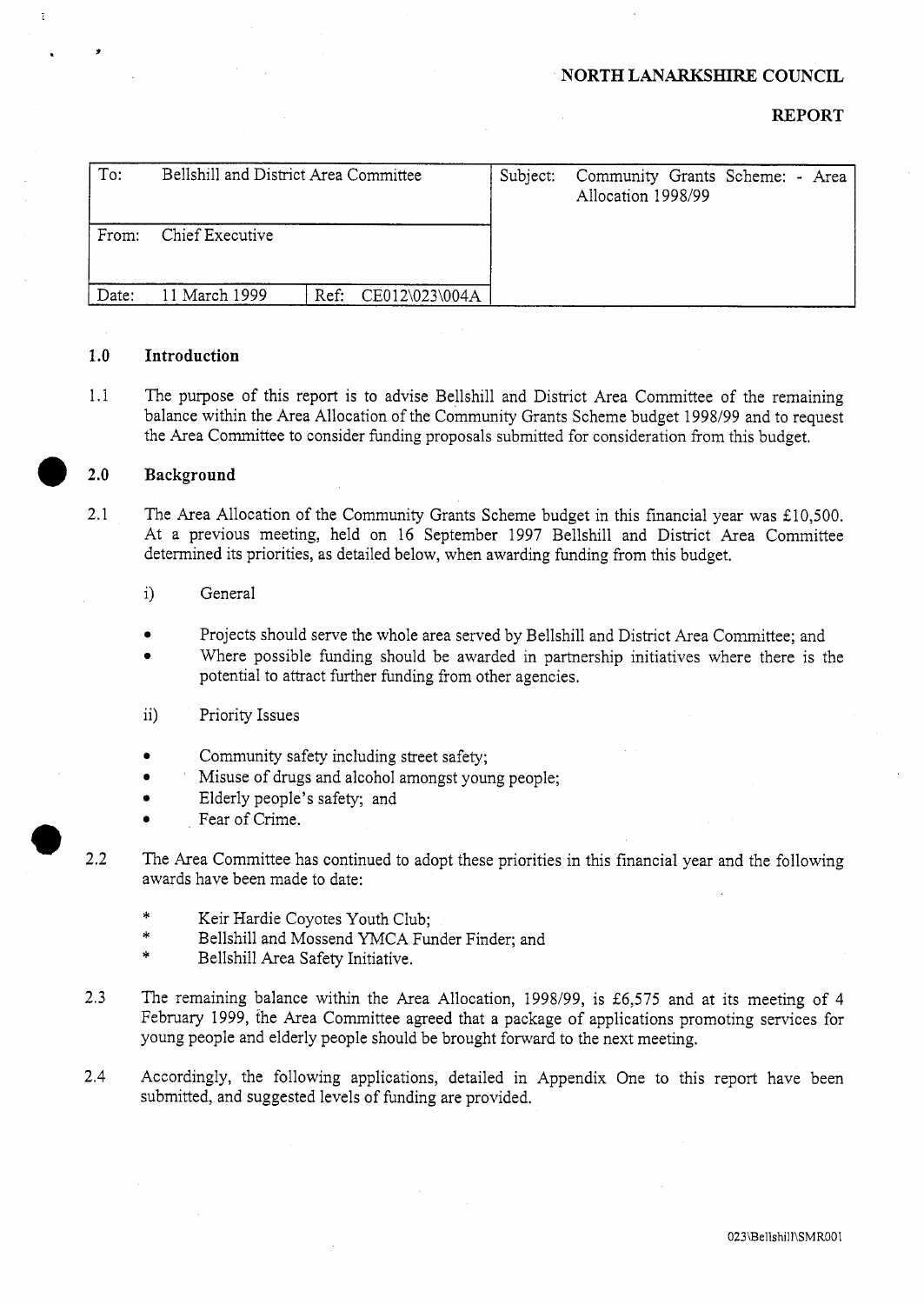**NORTH LANARKSHIRE COUNCIL**

**REPORT**

| To: Bellshill and District Area Committee | | Subject: Community Grants Scheme: - Area Allocation 1998/99 |
|---|---|---|
| From: Chief Executive | | |
| Date: 11 March 1999 | Ref: CE012\023\004A | |

## 1.0 Introduction

1.1 The purpose of this report is to advise Bellshill and District Area Committee of the remaining balance within the Area Allocation of the Community Grants Scheme budget 1998/99 and to request the Area Committee to consider funding proposals submitted for consideration from this budget.

## 2.0 Background

2.1 The Area Allocation of the Community Grants Scheme budget in this financial year was £10,500. At a previous meeting, held on 16 September 1997 Bellshill and District Area Committee determined its priorities, as detailed below, when awarding funding from this budget.

i) General

- Projects should serve the whole area served by Bellshill and District Area Committee; and
- Where possible funding should be awarded in partnership initiatives where there is the potential to attract further funding from other agencies.

ii) Priority Issues

- Community safety including street safety;
- Misuse of drugs and alcohol amongst young people;
- Elderly people's safety; and
- Fear of Crime.

2.2 The Area Committee has continued to adopt these priorities in this financial year and the following awards have been made to date:

* Keir Hardie Coyotes Youth Club;
* Bellshill and Mossend YMCA Funder Finder; and
* Bellshill Area Safety Initiative.

2.3 The remaining balance within the Area Allocation, 1998/99, is £6,575 and at its meeting of 4 February 1999, the Area Committee agreed that a package of applications promoting services for young people and elderly people should be brought forward to the next meeting.

2.4 Accordingly, the following applications, detailed in Appendix One to this report have been submitted, and suggested levels of funding are provided.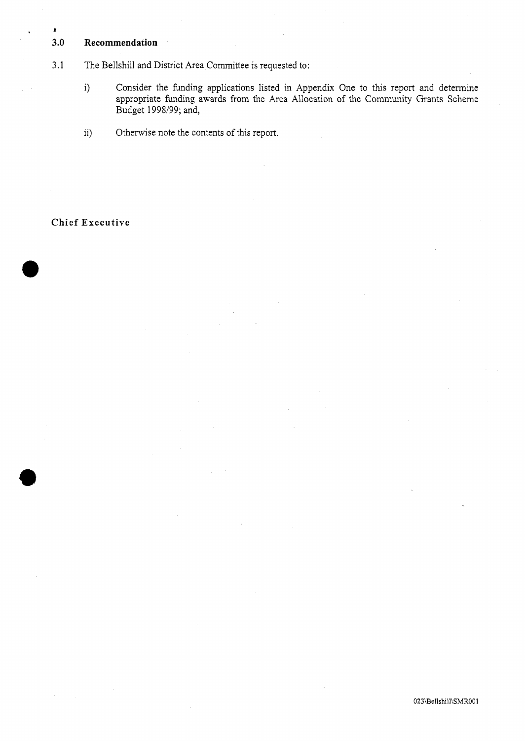## 3.0 Recommendation

3.1 The Bellshill and District Area Committee is requested to:

i) Consider the funding applications listed in Appendix One to this report and determine appropriate funding awards from the Area Allocation of the Community Grants Scheme Budget 1998/99; and,

ii) Otherwise note the contents of this report.

**Chief Executive**

023\Bellshill\SMR001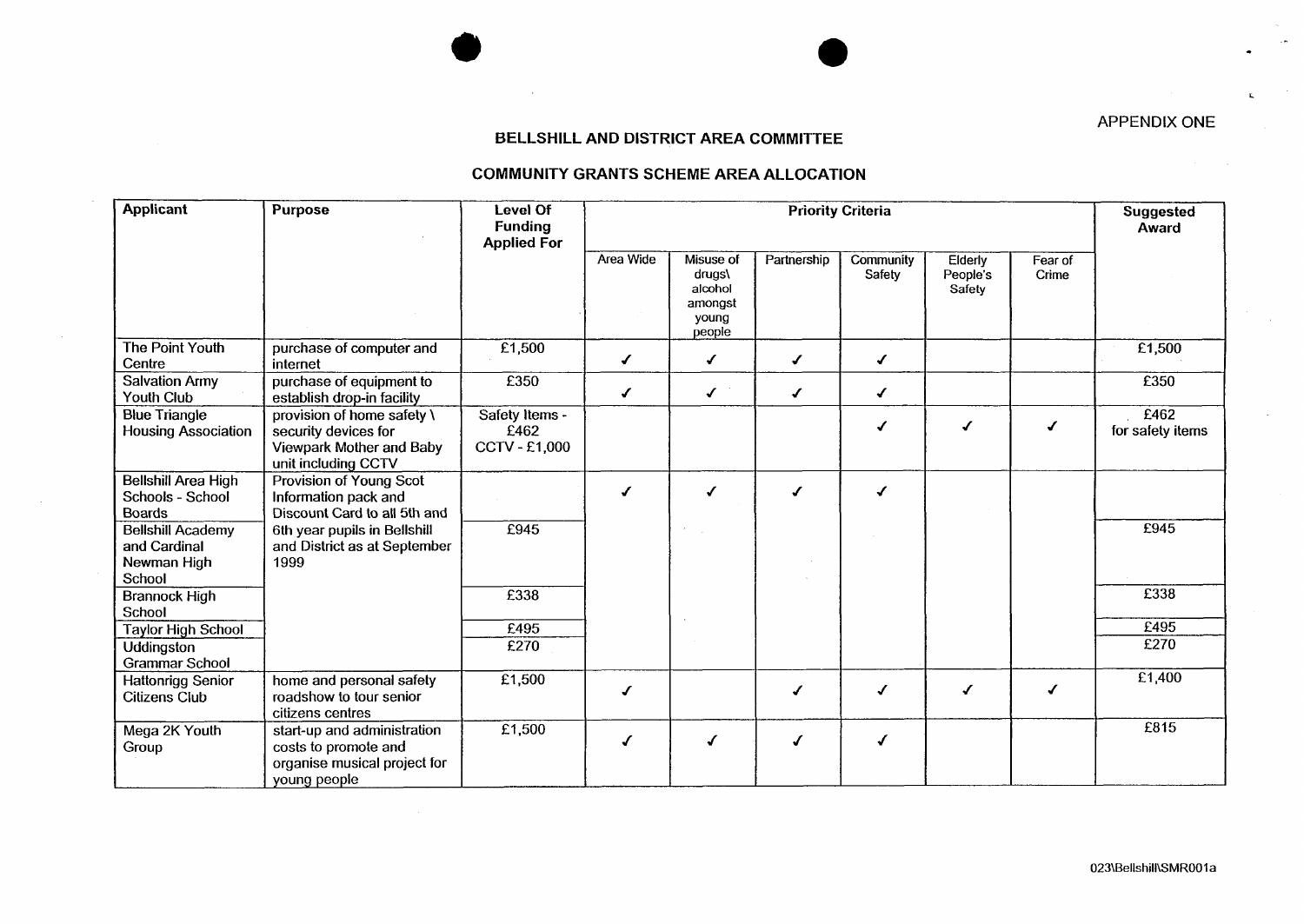APPENDIX ONE

## BELLSHILL AND DISTRICT AREA COMMITTEE

## COMMUNITY GRANTS SCHEME AREA ALLOCATION

| Applicant | Purpose | Level Of Funding Applied For | Priority Criteria | | | | | | Suggested Award |
|---|---|---|---|---|---|---|---|---|---|
| | | | Area Wide | Misuse of drugs\ alcohol amongst young people | Partnership | Community Safety | Elderly People's Safety | Fear of Crime | |
| The Point Youth Centre | purchase of computer and internet | £1,500 | ✓ | ✓ | ✓ | ✓ | | | £1,500 |
| Salvation Army Youth Club | purchase of equipment to establish drop-in facility | £350 | ✓ | ✓ | ✓ | ✓ | | | £350 |
| Blue Triangle Housing Association | provision of home safety \ security devices for Viewpark Mother and Baby unit including CCTV | Safety Items - £462 CCTV - £1,000 | | | | ✓ | ✓ | ✓ | £462 for safety items |
| Bellshill Area High Schools - School Boards | Provision of Young Scot Information pack and Discount Card to all 5th and 6th year pupils in Bellshill and District as at September 1999 | | ✓ | ✓ | ✓ | ✓ | | | |
| Bellshill Academy and Cardinal Newman High School | | £945 | | | | | | | £945 |
| Brannock High School | | £338 | | | | | | | £338 |
| Taylor High School | | £495 | | | | | | | £495 |
| Uddingston Grammar School | | £270 | | | | | | | £270 |
| Hattonrigg Senior Citizens Club | home and personal safety roadshow to tour senior citizens centres | £1,500 | ✓ | | ✓ | ✓ | ✓ | ✓ | £1,400 |
| Mega 2K Youth Group | start-up and administration costs to promote and organise musical project for young people | £1,500 | ✓ | ✓ | ✓ | ✓ | | | £815 |

023\Bellshill\SMR001a